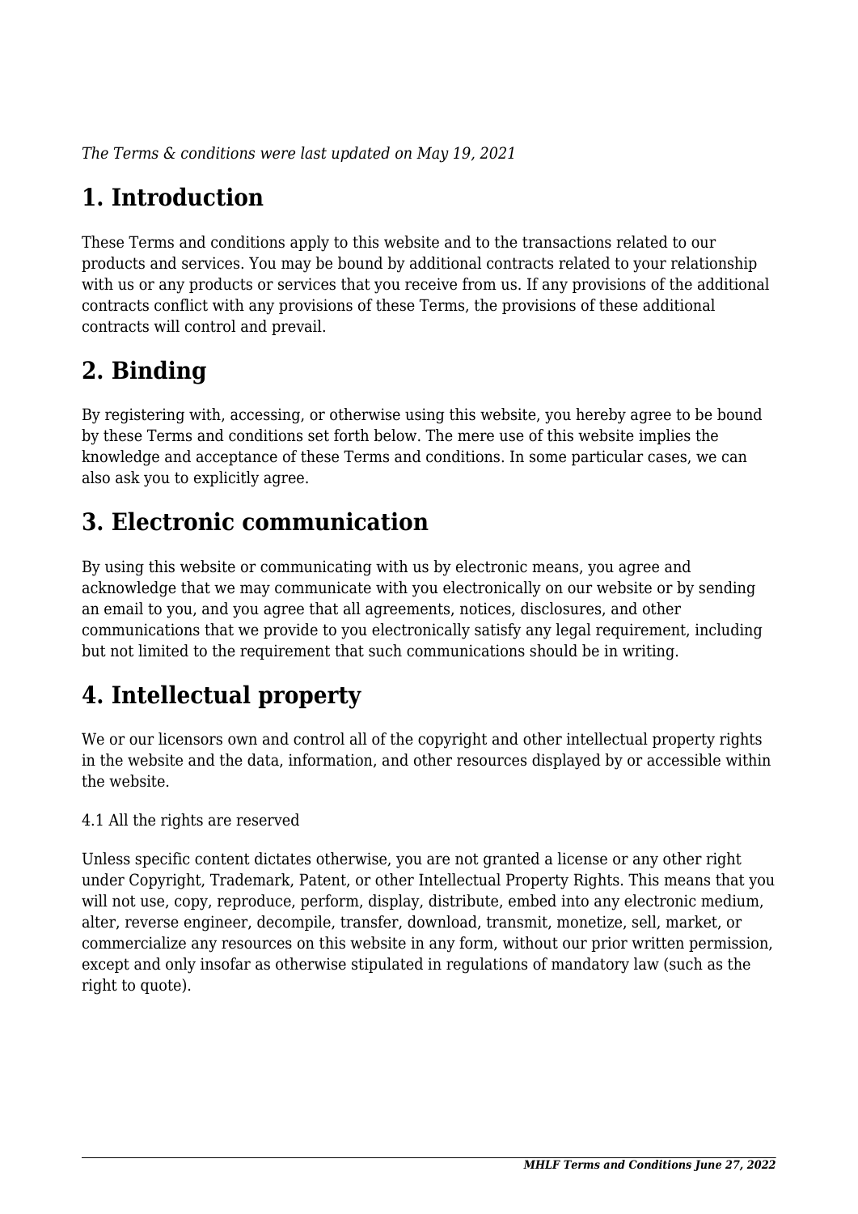*The Terms & conditions were last updated on May 19, 2021*

# 1. Introduction

These Terms and conditions apply to this website and to the transactions related to our products and services. You may be bound by additional contracts related to your relationship with us or any products or services that you receive from us. If any provisions of the additional contracts conflict with any provisions of these Terms, the provisions of these additional contracts will control and prevail.

# 2. Binding

By registering with, accessing, or otherwise using this website, you hereby agree to be bound by these Terms and conditions set forth below. The mere use of this website implies the knowledge and acceptance of these Terms and conditions. In some particular cases, we can also ask you to explicitly agree.

# 3. Electronic communication

By using this website or communicating with us by electronic means, you agree and acknowledge that we may communicate with you electronically on our website or by sending an email to you, and you agree that all agreements, notices, disclosures, and other communications that we provide to you electronically satisfy any legal requirement, including but not limited to the requirement that such communications should be in writing.

# 4. Intellectual property

We or our licensors own and control all of the copyright and other intellectual property rights in the website and the data, information, and other resources displayed by or accessible within the website.

4.1 All the rights are reserved

Unless specific content dictates otherwise, you are not granted a license or any other right under Copyright, Trademark, Patent, or other Intellectual Property Rights. This means that you will not use, copy, reproduce, perform, display, distribute, embed into any electronic medium, alter, reverse engineer, decompile, transfer, download, transmit, monetize, sell, market, or commercialize any resources on this website in any form, without our prior written permission, except and only insofar as otherwise stipulated in regulations of mandatory law (such as the right to quote).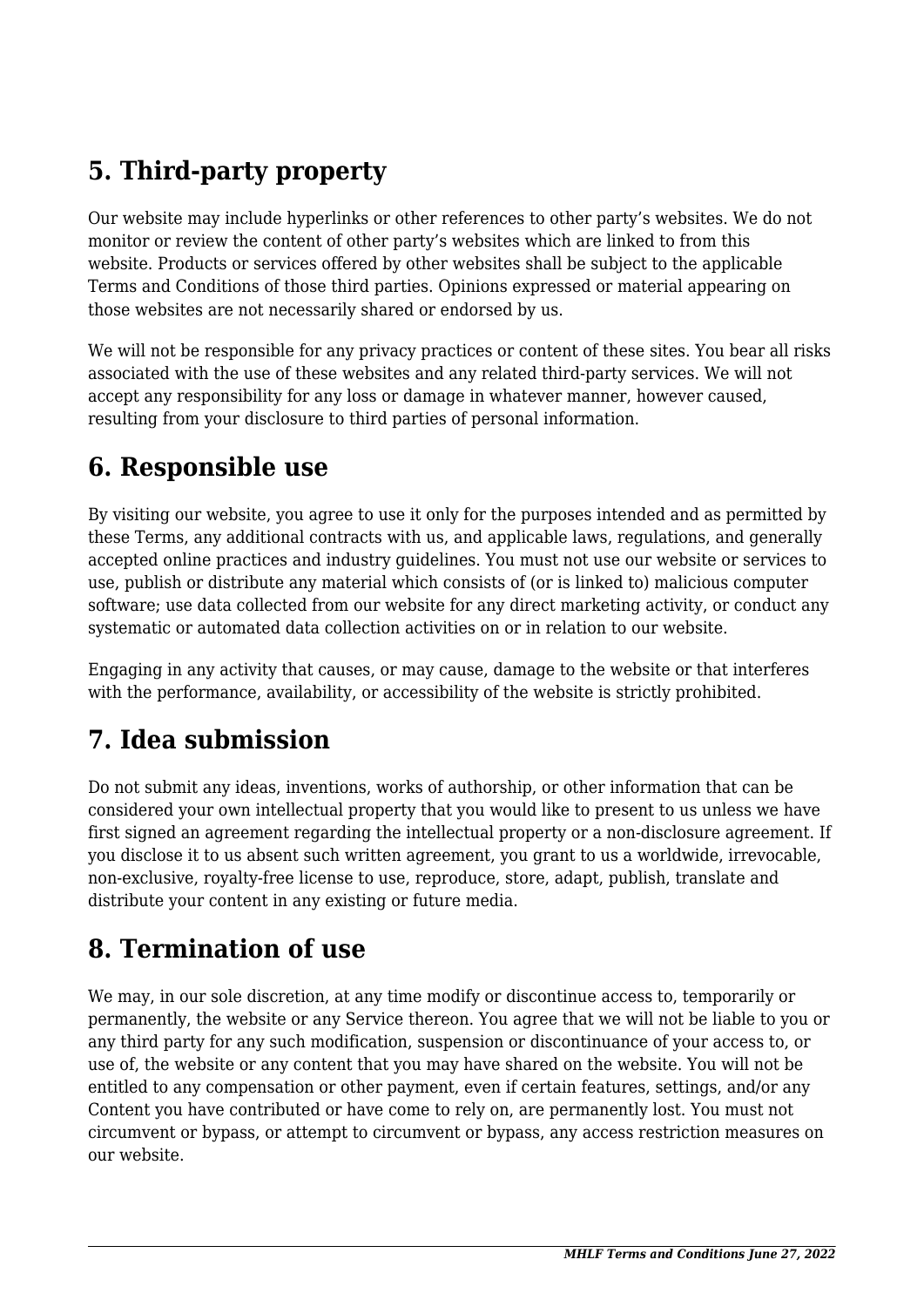## 5. Third-party property

Our website may include hyperlinks or other references to other party's websites. We do not monitor or review the content of other party's websites which are linked to from this website. Products or services offered by other websites shall be subject to the applicable Terms and Conditions of those third parties. Opinions expressed or material appearing on those websites are not necessarily shared or endorsed by us.

We will not be responsible for any privacy practices or content of these sites. You bear all risks associated with the use of these websites and any related third-party services. We will not accept any responsibility for any loss or damage in whatever manner, however caused, resulting from your disclosure to third parties of personal information.

## 6. Responsible use

By visiting our website, you agree to use it only for the purposes intended and as permitted by these Terms, any additional contracts with us, and applicable laws, regulations, and generally accepted online practices and industry guidelines. You must not use our website or services to use, publish or distribute any material which consists of (or is linked to) malicious computer software; use data collected from our website for any direct marketing activity, or conduct any systematic or automated data collection activities on or in relation to our website.

Engaging in any activity that causes, or may cause, damage to the website or that interferes with the performance, availability, or accessibility of the website is strictly prohibited.

## 7. Idea submission

Do not submit any ideas, inventions, works of authorship, or other information that can be considered your own intellectual property that you would like to present to us unless we have first signed an agreement regarding the intellectual property or a non-disclosure agreement. If you disclose it to us absent such written agreement, you grant to us a worldwide, irrevocable, non-exclusive, royalty-free license to use, reproduce, store, adapt, publish, translate and distribute your content in any existing or future media.

## 8. Termination of use

We may, in our sole discretion, at any time modify or discontinue access to, temporarily or permanently, the website or any Service thereon. You agree that we will not be liable to you or any third party for any such modification, suspension or discontinuance of your access to, or use of, the website or any content that you may have shared on the website. You will not be entitled to any compensation or other payment, even if certain features, settings, and/or any Content you have contributed or have come to rely on, are permanently lost. You must not circumvent or bypass, or attempt to circumvent or bypass, any access restriction measures on our website.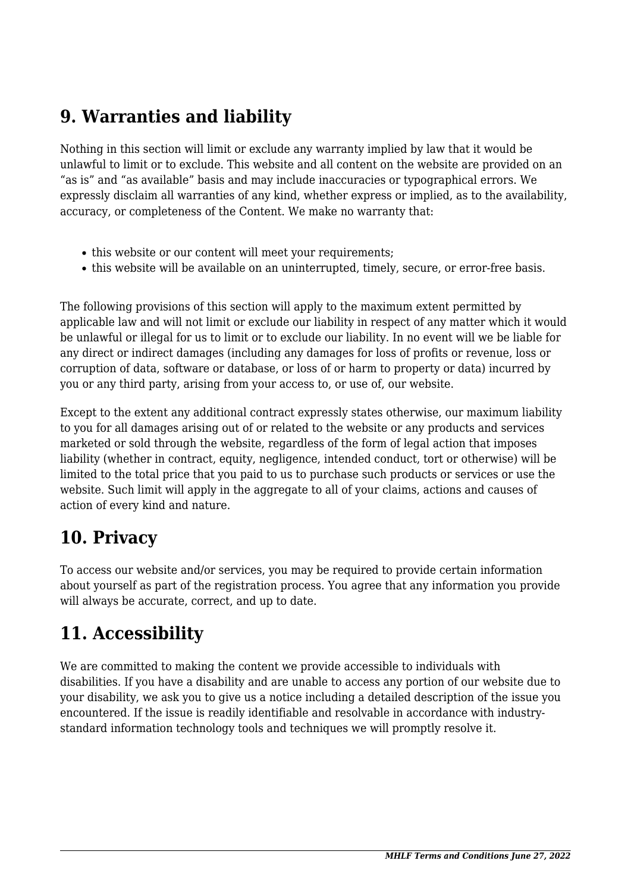## 9. Warranties and liability

Nothing in this section will limit or exclude any warranty implied by law that it would be unlawful to limit or to exclude. This website and all content on the website are provided on an "as is" and "as available" basis and may include inaccuracies or typographical errors. We expressly disclaim all warranties of any kind, whether express or implied, as to the availability, accuracy, or completeness of the Content. We make no warranty that:

- this website or our content will meet your requirements;
- this website will be available on an uninterrupted, timely, secure, or error-free basis.

The following provisions of this section will apply to the maximum extent permitted by applicable law and will not limit or exclude our liability in respect of any matter which it would be unlawful or illegal for us to limit or to exclude our liability. In no event will we be liable for any direct or indirect damages (including any damages for loss of profits or revenue, loss or corruption of data, software or database, or loss of or harm to property or data) incurred by you or any third party, arising from your access to, or use of, our website.

Except to the extent any additional contract expressly states otherwise, our maximum liability to you for all damages arising out of or related to the website or any products and services marketed or sold through the website, regardless of the form of legal action that imposes liability (whether in contract, equity, negligence, intended conduct, tort or otherwise) will be limited to the total price that you paid to us to purchase such products or services or use the website. Such limit will apply in the aggregate to all of your claims, actions and causes of action of every kind and nature.

## 10. Privacy

To access our website and/or services, you may be required to provide certain information about yourself as part of the registration process. You agree that any information you provide will always be accurate, correct, and up to date.

## 11. Accessibility

We are committed to making the content we provide accessible to individuals with disabilities. If you have a disability and are unable to access any portion of our website due to your disability, we ask you to give us a notice including a detailed description of the issue you encountered. If the issue is readily identifiable and resolvable in accordance with industry-standard information technology tools and techniques we will promptly resolve it.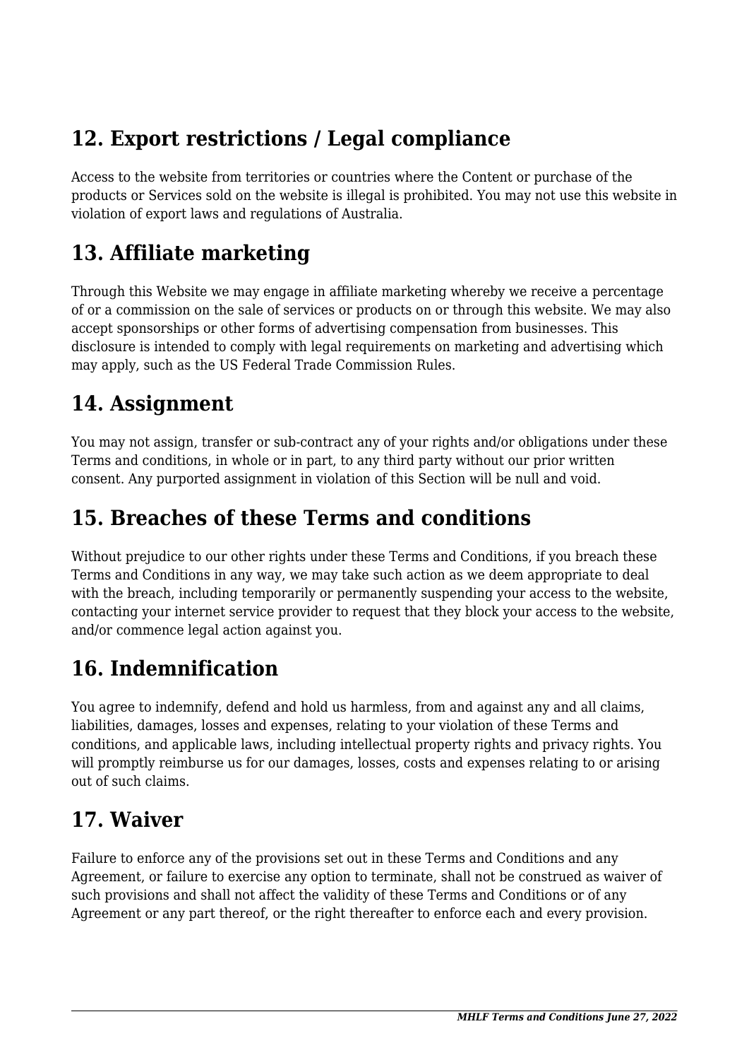## 12. Export restrictions / Legal compliance

Access to the website from territories or countries where the Content or purchase of the products or Services sold on the website is illegal is prohibited. You may not use this website in violation of export laws and regulations of Australia.

## 13. Affiliate marketing

Through this Website we may engage in affiliate marketing whereby we receive a percentage of or a commission on the sale of services or products on or through this website. We may also accept sponsorships or other forms of advertising compensation from businesses. This disclosure is intended to comply with legal requirements on marketing and advertising which may apply, such as the US Federal Trade Commission Rules.

## 14. Assignment

You may not assign, transfer or sub-contract any of your rights and/or obligations under these Terms and conditions, in whole or in part, to any third party without our prior written consent. Any purported assignment in violation of this Section will be null and void.

## 15. Breaches of these Terms and conditions

Without prejudice to our other rights under these Terms and Conditions, if you breach these Terms and Conditions in any way, we may take such action as we deem appropriate to deal with the breach, including temporarily or permanently suspending your access to the website, contacting your internet service provider to request that they block your access to the website, and/or commence legal action against you.

## 16. Indemnification

You agree to indemnify, defend and hold us harmless, from and against any and all claims, liabilities, damages, losses and expenses, relating to your violation of these Terms and conditions, and applicable laws, including intellectual property rights and privacy rights. You will promptly reimburse us for our damages, losses, costs and expenses relating to or arising out of such claims.

## 17. Waiver

Failure to enforce any of the provisions set out in these Terms and Conditions and any Agreement, or failure to exercise any option to terminate, shall not be construed as waiver of such provisions and shall not affect the validity of these Terms and Conditions or of any Agreement or any part thereof, or the right thereafter to enforce each and every provision.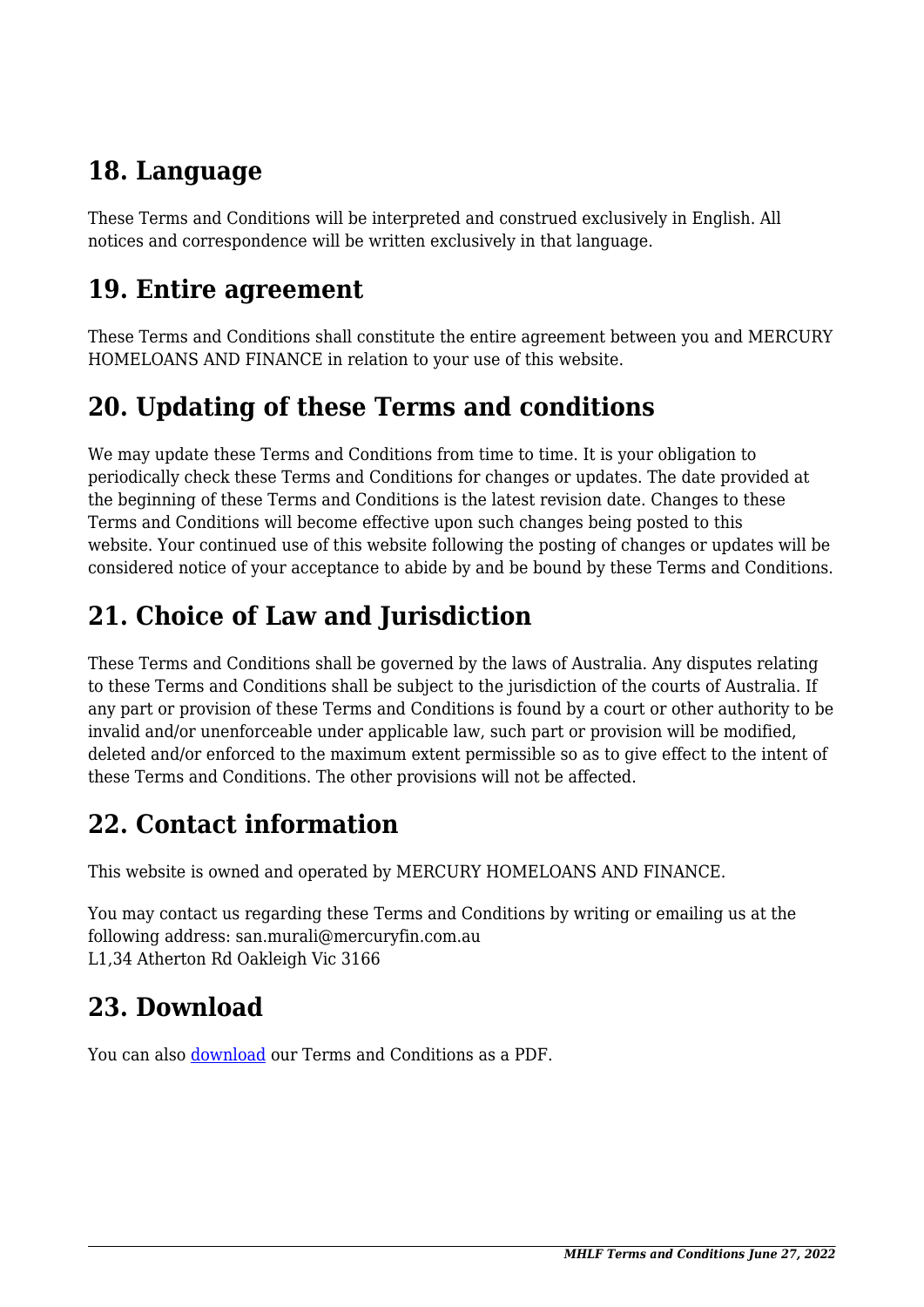## 18. Language

These Terms and Conditions will be interpreted and construed exclusively in English. All notices and correspondence will be written exclusively in that language.

## 19. Entire agreement

These Terms and Conditions shall constitute the entire agreement between you and MERCURY HOMELOANS AND FINANCE in relation to your use of this website.

## 20. Updating of these Terms and conditions

We may update these Terms and Conditions from time to time. It is your obligation to periodically check these Terms and Conditions for changes or updates. The date provided at the beginning of these Terms and Conditions is the latest revision date. Changes to these Terms and Conditions will become effective upon such changes being posted to this website. Your continued use of this website following the posting of changes or updates will be considered notice of your acceptance to abide by and be bound by these Terms and Conditions.

## 21. Choice of Law and Jurisdiction

These Terms and Conditions shall be governed by the laws of Australia. Any disputes relating to these Terms and Conditions shall be subject to the jurisdiction of the courts of Australia. If any part or provision of these Terms and Conditions is found by a court or other authority to be invalid and/or unenforceable under applicable law, such part or provision will be modified, deleted and/or enforced to the maximum extent permissible so as to give effect to the intent of these Terms and Conditions. The other provisions will not be affected.

## 22. Contact information

This website is owned and operated by MERCURY HOMELOANS AND FINANCE.

You may contact us regarding these Terms and Conditions by writing or emailing us at the following address: san.murali@mercuryfin.com.au
L1,34 Atherton Rd Oakleigh Vic 3166

## 23. Download

You can also download our Terms and Conditions as a PDF.